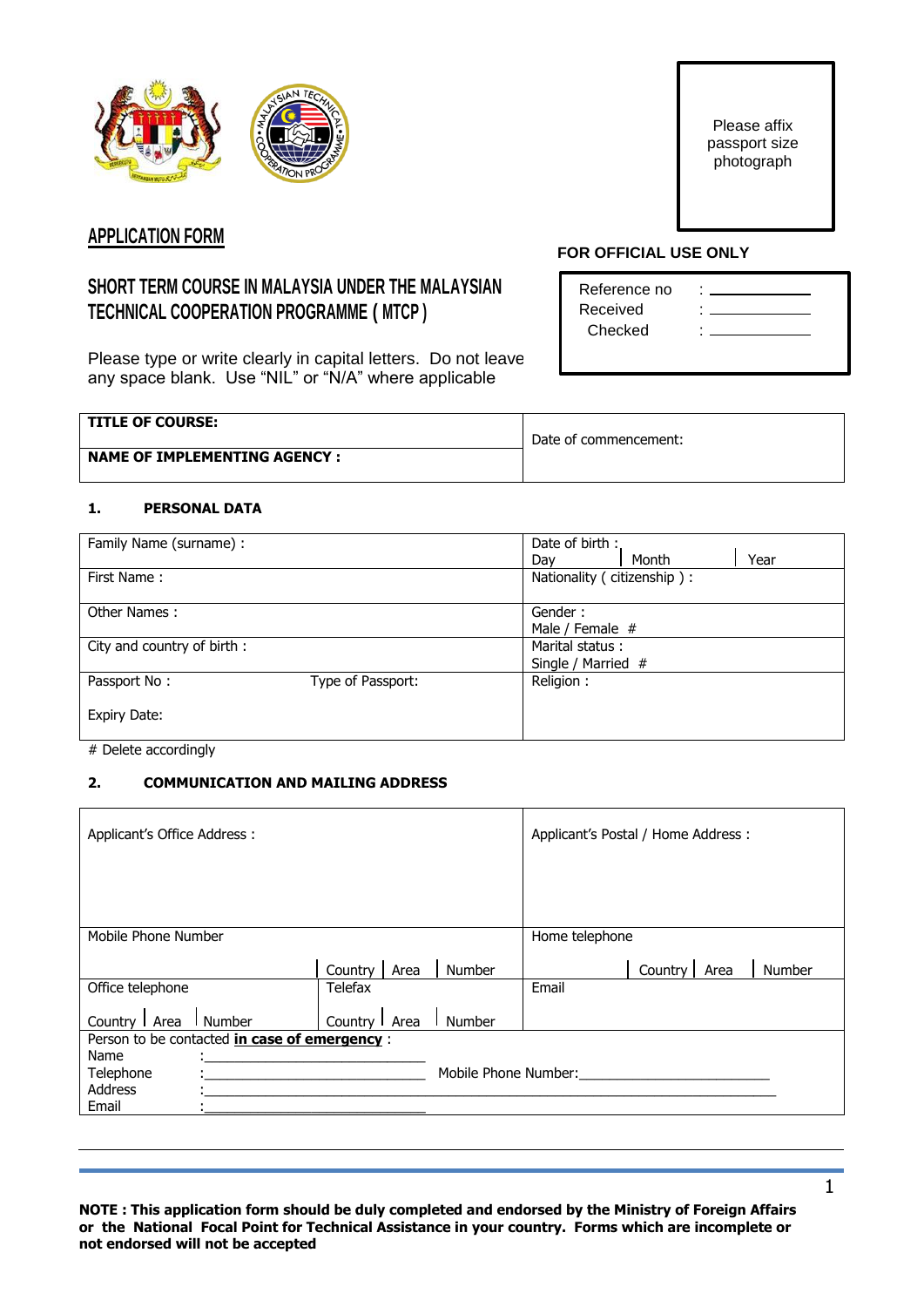Please affix passport size photograph

## APPLICATION FORM

**FOR OFFICIAL USE ONLY**

| | |
|---|---|
| Reference no | : ____________ |
| Received | : ____________ |
| Checked | : ____________ |

## SHORT TERM COURSE IN MALAYSIA UNDER THE MALAYSIAN TECHNICAL COOPERATION PROGRAMME ( MTCP )

Please type or write clearly in capital letters. Do not leave any space blank. Use "NIL" or "N/A" where applicable

| | |
|---|---|
| **TITLE OF COURSE:** | Date of commencement: |
| **NAME OF IMPLEMENTING AGENCY :** | |

### 1. PERSONAL DATA

| | |
|---|---|
| Family Name (surname) : | Date of birth : Day \| Month \| Year |
| First Name : | Nationality ( citizenship ) : |
| Other Names : | Gender : Male / Female # |
| City and country of birth : | Marital status : Single / Married # |
| Passport No : Type of Passport: <br> Expiry Date: | Religion : |

# Delete accordingly

### 2. COMMUNICATION AND MAILING ADDRESS

| | | |
|---|---|---|
| Applicant's Office Address : | | Applicant's Postal / Home Address : |
| Mobile Phone Number | Country \| Area \| Number | Home telephone <br> Country \| Area \| Number |
| Office telephone <br> Country \| Area \| Number | Telefax <br> Country \| Area \| Number | Email |

Person to be contacted **in case of emergency** :

Name :____________________________

Telephone :____________________________ Mobile Phone Number:________________________

Address :________________________________________________________________________

Email :____________________________

**NOTE : This application form should be duly completed and endorsed by the Ministry of Foreign Affairs or the National Focal Point for Technical Assistance in your country. Forms which are incomplete or not endorsed will not be accepted**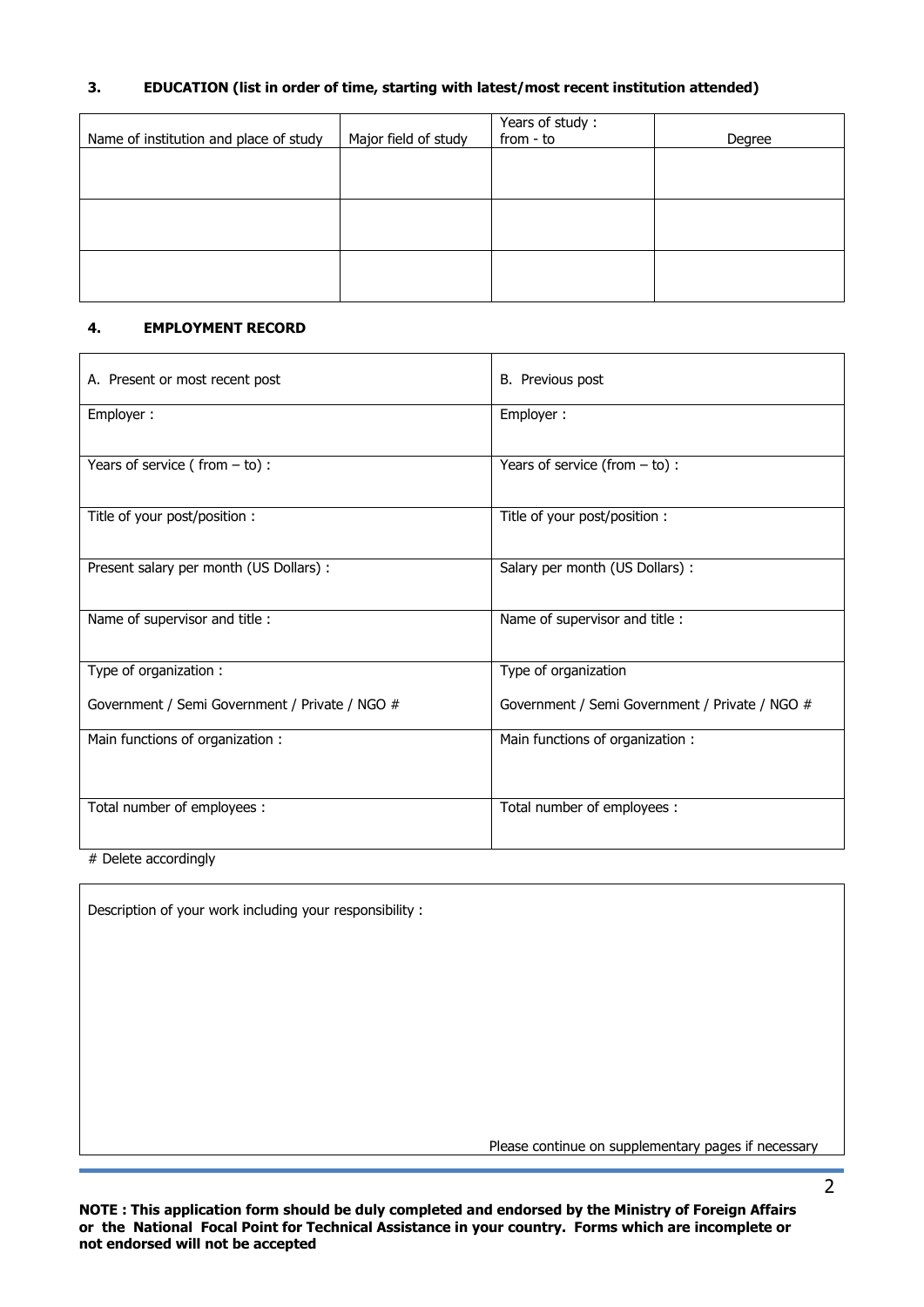### 3. EDUCATION (list in order of time, starting with latest/most recent institution attended)

| Name of institution and place of study | Major field of study | Years of study : from - to | Degree |
|---|---|---|---|
| | | | |
| | | | |
| | | | |

### 4. EMPLOYMENT RECORD

| A. Present or most recent post | B. Previous post |
|---|---|
| Employer : | Employer : |
| Years of service ( from – to) : | Years of service (from – to) : |
| Title of your post/position : | Title of your post/position : |
| Present salary per month (US Dollars) : | Salary per month (US Dollars) : |
| Name of supervisor and title : | Name of supervisor and title : |
| Type of organization :<br>Government / Semi Government / Private / NGO # | Type of organization<br>Government / Semi Government / Private / NGO # |
| Main functions of organization : | Main functions of organization : |
| Total number of employees : | Total number of employees : |

# Delete accordingly

| Description of your work including your responsibility : |
|---|
| Please continue on supplementary pages if necessary |

**NOTE : This application form should be duly completed and endorsed by the Ministry of Foreign Affairs or the National Focal Point for Technical Assistance in your country. Forms which are incomplete or not endorsed will not be accepted**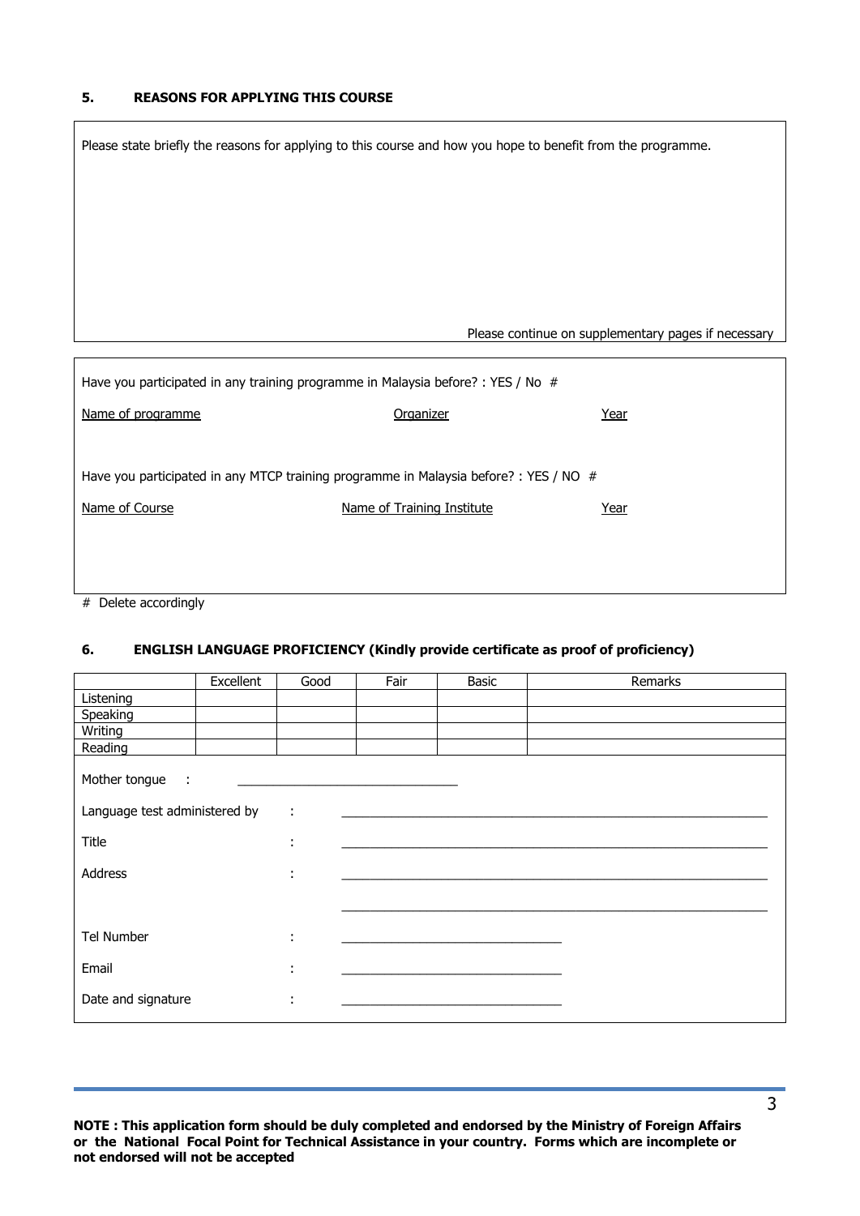## 5. REASONS FOR APPLYING THIS COURSE

Please state briefly the reasons for applying to this course and how you hope to benefit from the programme.

Please continue on supplementary pages if necessary

Have you participated in any training programme in Malaysia before? : YES / No #

| Name of programme | Organizer | Year |
|---|---|---|
| | | |

Have you participated in any MTCP training programme in Malaysia before? : YES / NO #

| Name of Course | Name of Training Institute | Year |
|---|---|---|
| | | |

# Delete accordingly

## 6. ENGLISH LANGUAGE PROFICIENCY (Kindly provide certificate as proof of proficiency)

| | Excellent | Good | Fair | Basic | Remarks |
|---|---|---|---|---|---|
| Listening | | | | | |
| Speaking | | | | | |
| Writing | | | | | |
| Reading | | | | | |

Mother tongue : ______________________________

Language test administered by : ______________________________

Title : ______________________________

Address : ______________________________

______________________________

Tel Number : ______________________________

Email : ______________________________

Date and signature : ______________________________

**NOTE : This application form should be duly completed and endorsed by the Ministry of Foreign Affairs or the National Focal Point for Technical Assistance in your country. Forms which are incomplete or not endorsed will not be accepted**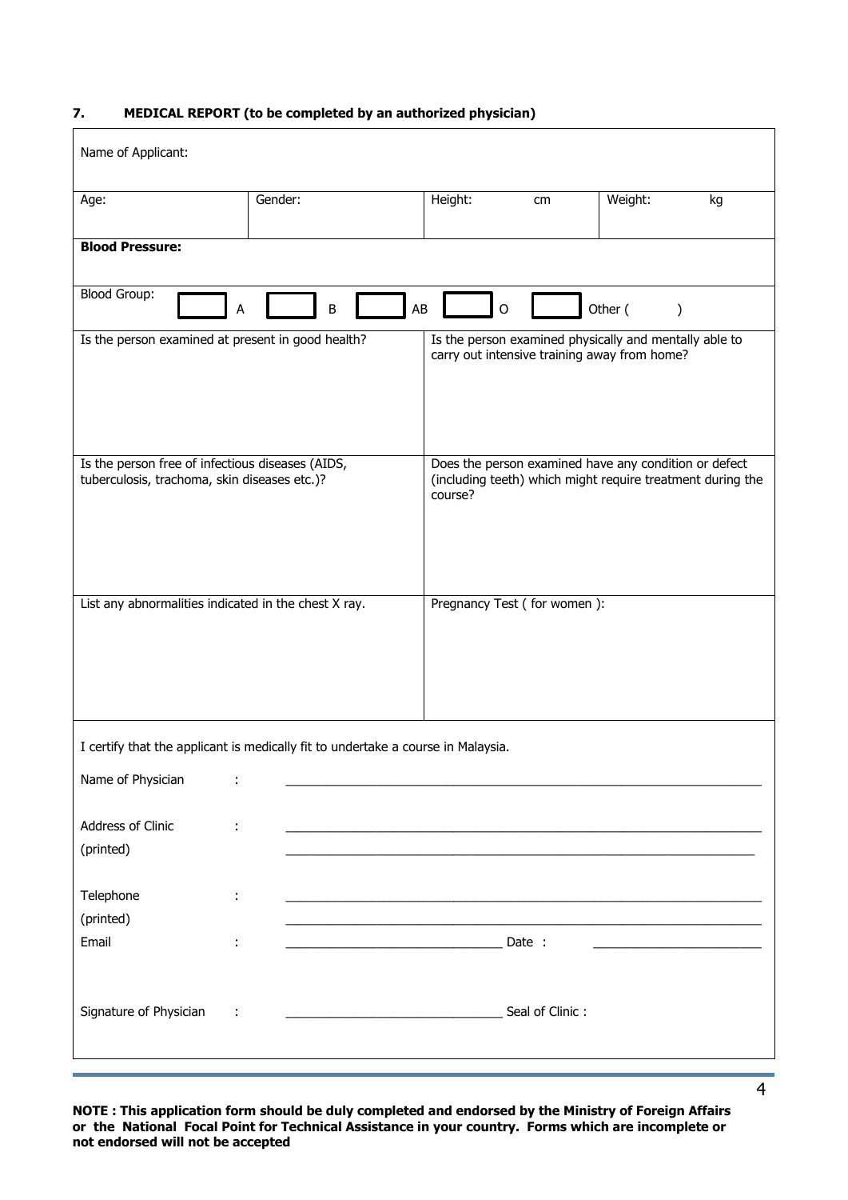## 7. MEDICAL REPORT (to be completed by an authorized physician)

| Name of Applicant: | | | |
|---|---|---|---|
| Age: | Gender: | Height: cm | Weight: kg |
| **Blood Pressure:** | | | |
| Blood Group: ☐ A ☐ B ☐ AB ☐ O ☐ Other ( ) | | | |
| Is the person examined at present in good health? | | Is the person examined physically and mentally able to carry out intensive training away from home? | |
| Is the person free of infectious diseases (AIDS, tuberculosis, trachoma, skin diseases etc.)? | | Does the person examined have any condition or defect (including teeth) which might require treatment during the course? | |
| List any abnormalities indicated in the chest X ray. | | Pregnancy Test ( for women ): | |

I certify that the applicant is medically fit to undertake a course in Malaysia.

Name of Physician : ______________________________________________

Address of Clinic : ______________________________________________

(printed) ______________________________________________

Telephone : ______________________________________________

(printed) ______________________________________________

Email : ______________________ Date : ______________________

Signature of Physician : ______________________ Seal of Clinic :

**NOTE : This application form should be duly completed and endorsed by the Ministry of Foreign Affairs or the National Focal Point for Technical Assistance in your country. Forms which are incomplete or not endorsed will not be accepted**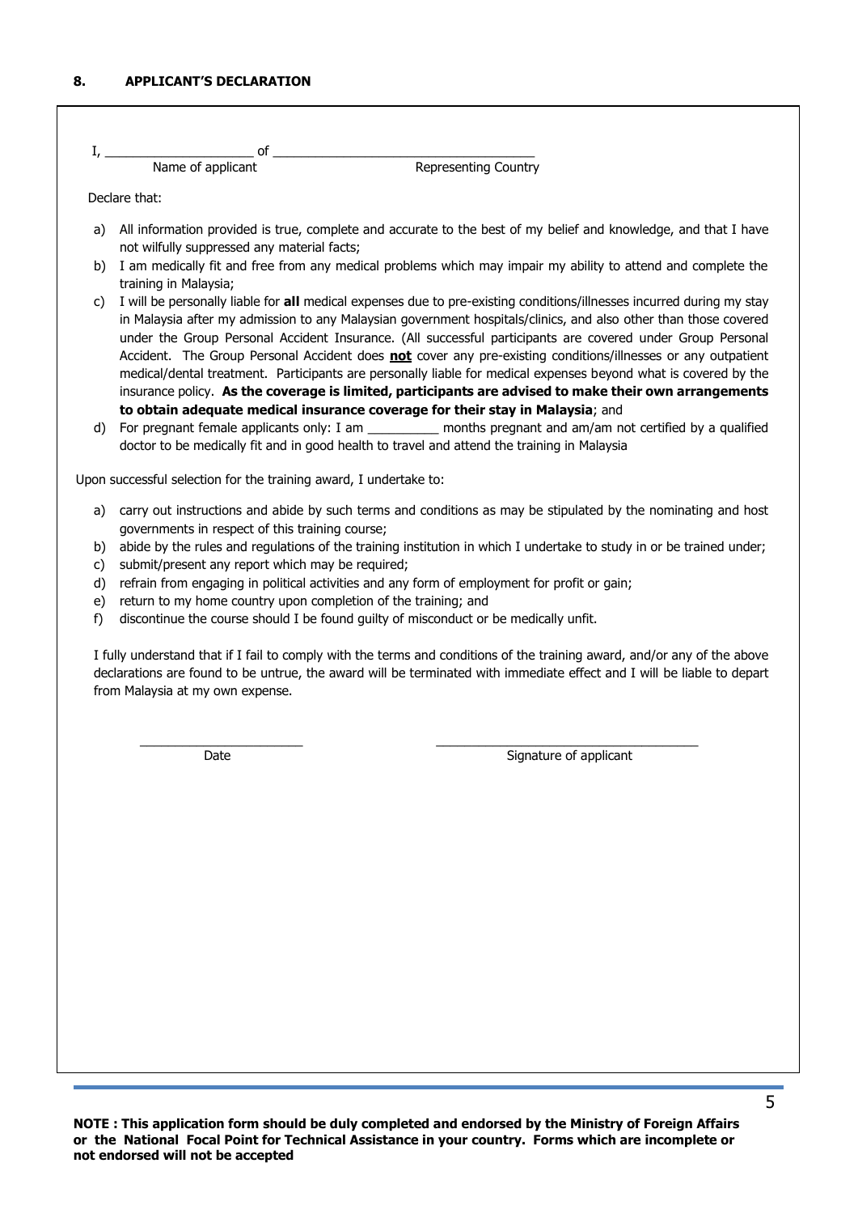## 8. APPLICANT'S DECLARATION

I, ____________________ of ___________________________________

Name of applicant                Representing Country

Declare that:

a) All information provided is true, complete and accurate to the best of my belief and knowledge, and that I have not wilfully suppressed any material facts;
b) I am medically fit and free from any medical problems which may impair my ability to attend and complete the training in Malaysia;
c) I will be personally liable for **all** medical expenses due to pre-existing conditions/illnesses incurred during my stay in Malaysia after my admission to any Malaysian government hospitals/clinics, and also other than those covered under the Group Personal Accident Insurance. (All successful participants are covered under Group Personal Accident. The Group Personal Accident does **not** cover any pre-existing conditions/illnesses or any outpatient medical/dental treatment. Participants are personally liable for medical expenses beyond what is covered by the insurance policy. **As the coverage is limited, participants are advised to make their own arrangements to obtain adequate medical insurance coverage for their stay in Malaysia**; and
d) For pregnant female applicants only: I am __________ months pregnant and am/am not certified by a qualified doctor to be medically fit and in good health to travel and attend the training in Malaysia

Upon successful selection for the training award, I undertake to:

a) carry out instructions and abide by such terms and conditions as may be stipulated by the nominating and host governments in respect of this training course;
b) abide by the rules and regulations of the training institution in which I undertake to study in or be trained under;
c) submit/present any report which may be required;
d) refrain from engaging in political activities and any form of employment for profit or gain;
e) return to my home country upon completion of the training; and
f) discontinue the course should I be found guilty of misconduct or be medically unfit.

I fully understand that if I fail to comply with the terms and conditions of the training award, and/or any of the above declarations are found to be untrue, the award will be terminated with immediate effect and I will be liable to depart from Malaysia at my own expense.

_______________________          _____________________________________

Date                    Signature of applicant

**NOTE : This application form should be duly completed and endorsed by the Ministry of Foreign Affairs or the National Focal Point for Technical Assistance in your country. Forms which are incomplete or not endorsed will not be accepted**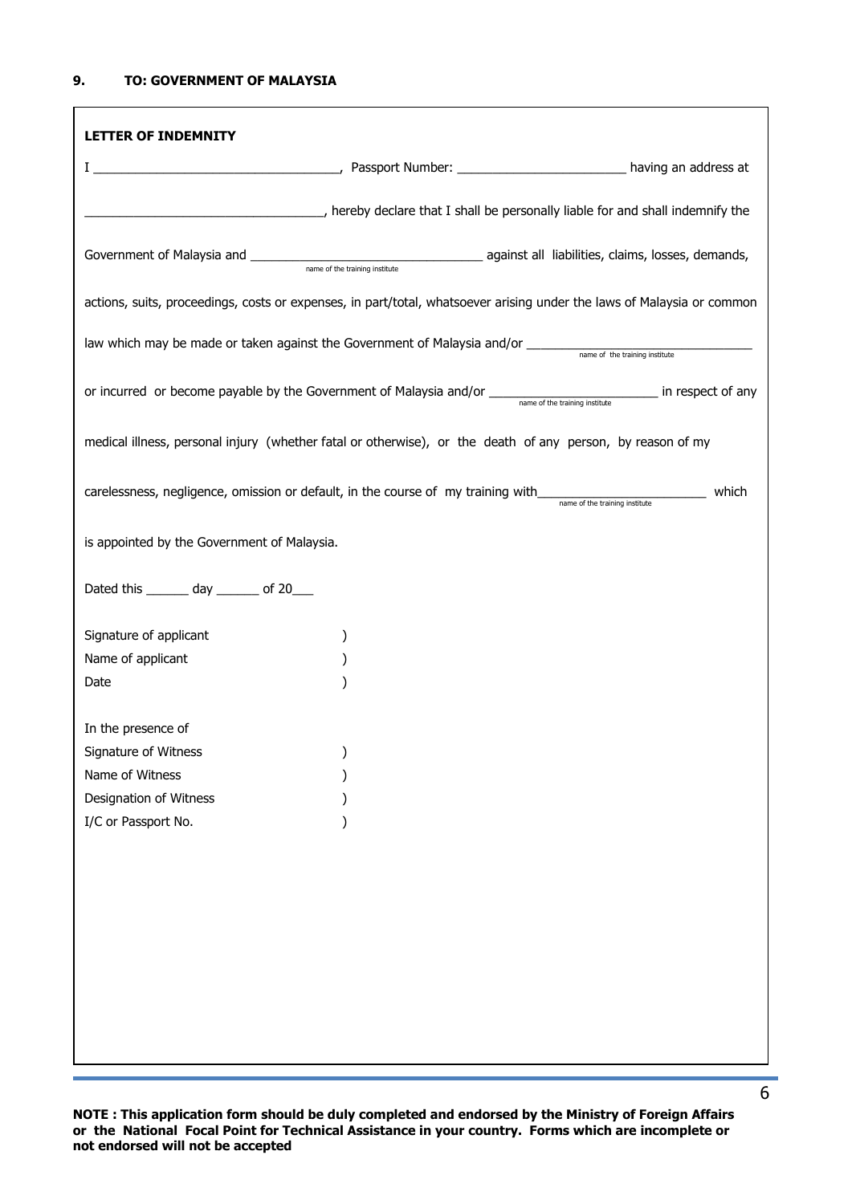**9. TO: GOVERNMENT OF MALAYSIA**

**LETTER OF INDEMNITY**

I __________________________________, Passport Number: _______________________ having an address at

__________________________________, hereby declare that I shall be personally liable for and shall indemnify the

Government of Malaysia and ________________________________ (name of the training institute) against all liabilities, claims, losses, demands,

actions, suits, proceedings, costs or expenses, in part/total, whatsoever arising under the laws of Malaysia or common

law which may be made or taken against the Government of Malaysia and/or ________________________________ (name of the training institute)

or incurred or become payable by the Government of Malaysia and/or _______________________ (name of the training institute) in respect of any

medical illness, personal injury (whether fatal or otherwise), or the death of any person, by reason of my

carelessness, negligence, omission or default, in the course of my training with_______________________ (name of the training institute) which

is appointed by the Government of Malaysia.

Dated this ______ day ______ of 20___

Signature of applicant )
Name of applicant )
Date )

In the presence of
Signature of Witness )
Name of Witness )
Designation of Witness )
I/C or Passport No. )

**NOTE : This application form should be duly completed and endorsed by the Ministry of Foreign Affairs or the National Focal Point for Technical Assistance in your country. Forms which are incomplete or not endorsed will not be accepted**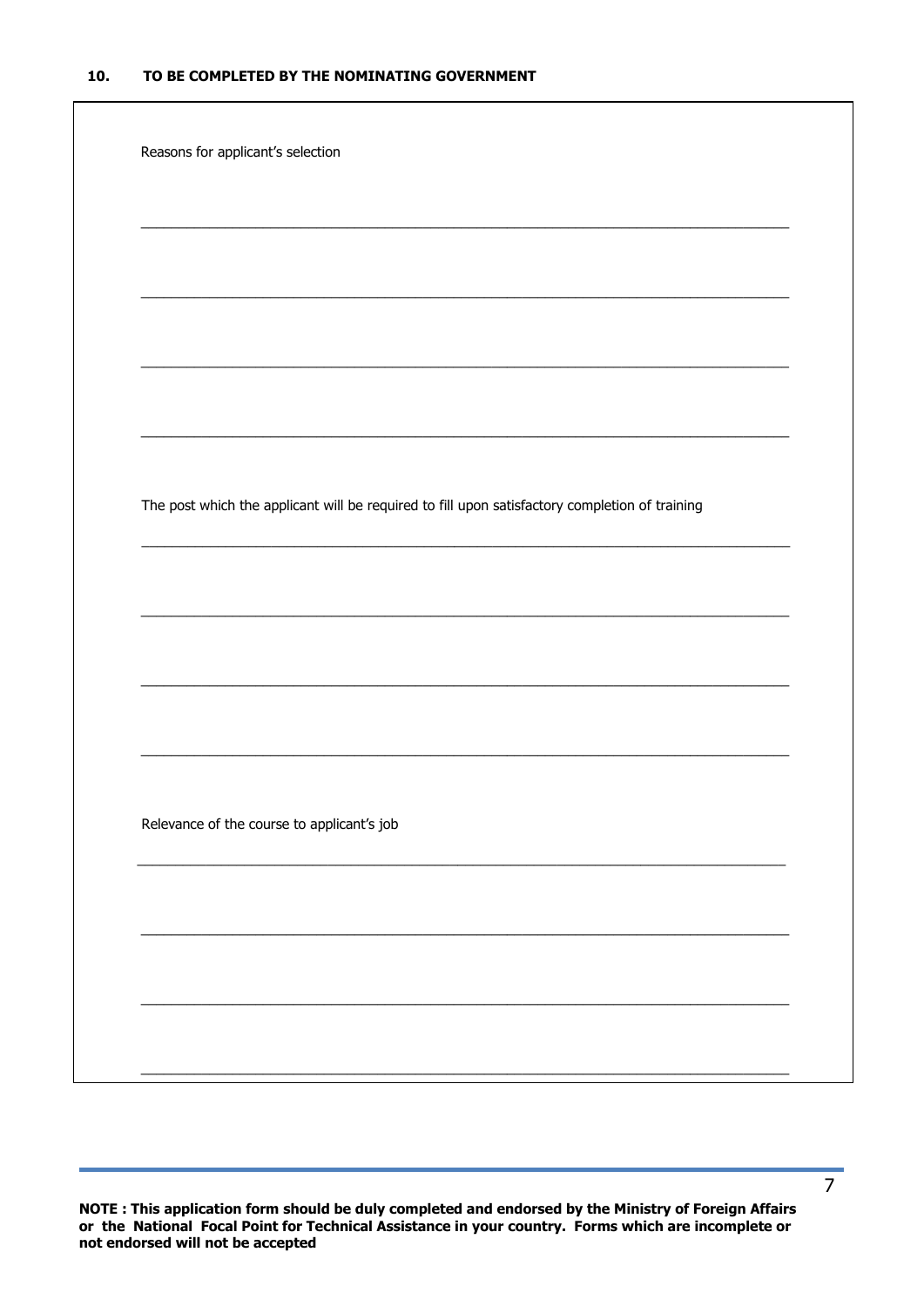**10. TO BE COMPLETED BY THE NOMINATING GOVERNMENT**

Reasons for applicant's selection

\_\_\_\_\_\_\_\_\_\_\_\_\_\_\_\_\_\_\_\_\_\_\_\_\_\_\_\_\_\_\_\_\_\_\_\_\_\_\_\_\_\_\_\_\_\_\_\_\_\_\_\_\_\_\_\_\_\_\_\_\_\_\_\_\_\_\_\_\_\_

\_\_\_\_\_\_\_\_\_\_\_\_\_\_\_\_\_\_\_\_\_\_\_\_\_\_\_\_\_\_\_\_\_\_\_\_\_\_\_\_\_\_\_\_\_\_\_\_\_\_\_\_\_\_\_\_\_\_\_\_\_\_\_\_\_\_\_\_\_\_

\_\_\_\_\_\_\_\_\_\_\_\_\_\_\_\_\_\_\_\_\_\_\_\_\_\_\_\_\_\_\_\_\_\_\_\_\_\_\_\_\_\_\_\_\_\_\_\_\_\_\_\_\_\_\_\_\_\_\_\_\_\_\_\_\_\_\_\_\_\_

\_\_\_\_\_\_\_\_\_\_\_\_\_\_\_\_\_\_\_\_\_\_\_\_\_\_\_\_\_\_\_\_\_\_\_\_\_\_\_\_\_\_\_\_\_\_\_\_\_\_\_\_\_\_\_\_\_\_\_\_\_\_\_\_\_\_\_\_\_\_

The post which the applicant will be required to fill upon satisfactory completion of training

\_\_\_\_\_\_\_\_\_\_\_\_\_\_\_\_\_\_\_\_\_\_\_\_\_\_\_\_\_\_\_\_\_\_\_\_\_\_\_\_\_\_\_\_\_\_\_\_\_\_\_\_\_\_\_\_\_\_\_\_\_\_\_\_\_\_\_\_\_\_

\_\_\_\_\_\_\_\_\_\_\_\_\_\_\_\_\_\_\_\_\_\_\_\_\_\_\_\_\_\_\_\_\_\_\_\_\_\_\_\_\_\_\_\_\_\_\_\_\_\_\_\_\_\_\_\_\_\_\_\_\_\_\_\_\_\_\_\_\_\_

\_\_\_\_\_\_\_\_\_\_\_\_\_\_\_\_\_\_\_\_\_\_\_\_\_\_\_\_\_\_\_\_\_\_\_\_\_\_\_\_\_\_\_\_\_\_\_\_\_\_\_\_\_\_\_\_\_\_\_\_\_\_\_\_\_\_\_\_\_\_

\_\_\_\_\_\_\_\_\_\_\_\_\_\_\_\_\_\_\_\_\_\_\_\_\_\_\_\_\_\_\_\_\_\_\_\_\_\_\_\_\_\_\_\_\_\_\_\_\_\_\_\_\_\_\_\_\_\_\_\_\_\_\_\_\_\_\_\_\_\_

Relevance of the course to applicant's job

\_\_\_\_\_\_\_\_\_\_\_\_\_\_\_\_\_\_\_\_\_\_\_\_\_\_\_\_\_\_\_\_\_\_\_\_\_\_\_\_\_\_\_\_\_\_\_\_\_\_\_\_\_\_\_\_\_\_\_\_\_\_\_\_\_\_\_\_\_\_

\_\_\_\_\_\_\_\_\_\_\_\_\_\_\_\_\_\_\_\_\_\_\_\_\_\_\_\_\_\_\_\_\_\_\_\_\_\_\_\_\_\_\_\_\_\_\_\_\_\_\_\_\_\_\_\_\_\_\_\_\_\_\_\_\_\_\_\_\_\_

\_\_\_\_\_\_\_\_\_\_\_\_\_\_\_\_\_\_\_\_\_\_\_\_\_\_\_\_\_\_\_\_\_\_\_\_\_\_\_\_\_\_\_\_\_\_\_\_\_\_\_\_\_\_\_\_\_\_\_\_\_\_\_\_\_\_\_\_\_\_

\_\_\_\_\_\_\_\_\_\_\_\_\_\_\_\_\_\_\_\_\_\_\_\_\_\_\_\_\_\_\_\_\_\_\_\_\_\_\_\_\_\_\_\_\_\_\_\_\_\_\_\_\_\_\_\_\_\_\_\_\_\_\_\_\_\_\_\_\_\_

**NOTE : This application form should be duly completed and endorsed by the Ministry of Foreign Affairs or the National Focal Point for Technical Assistance in your country. Forms which are incomplete or not endorsed will not be accepted**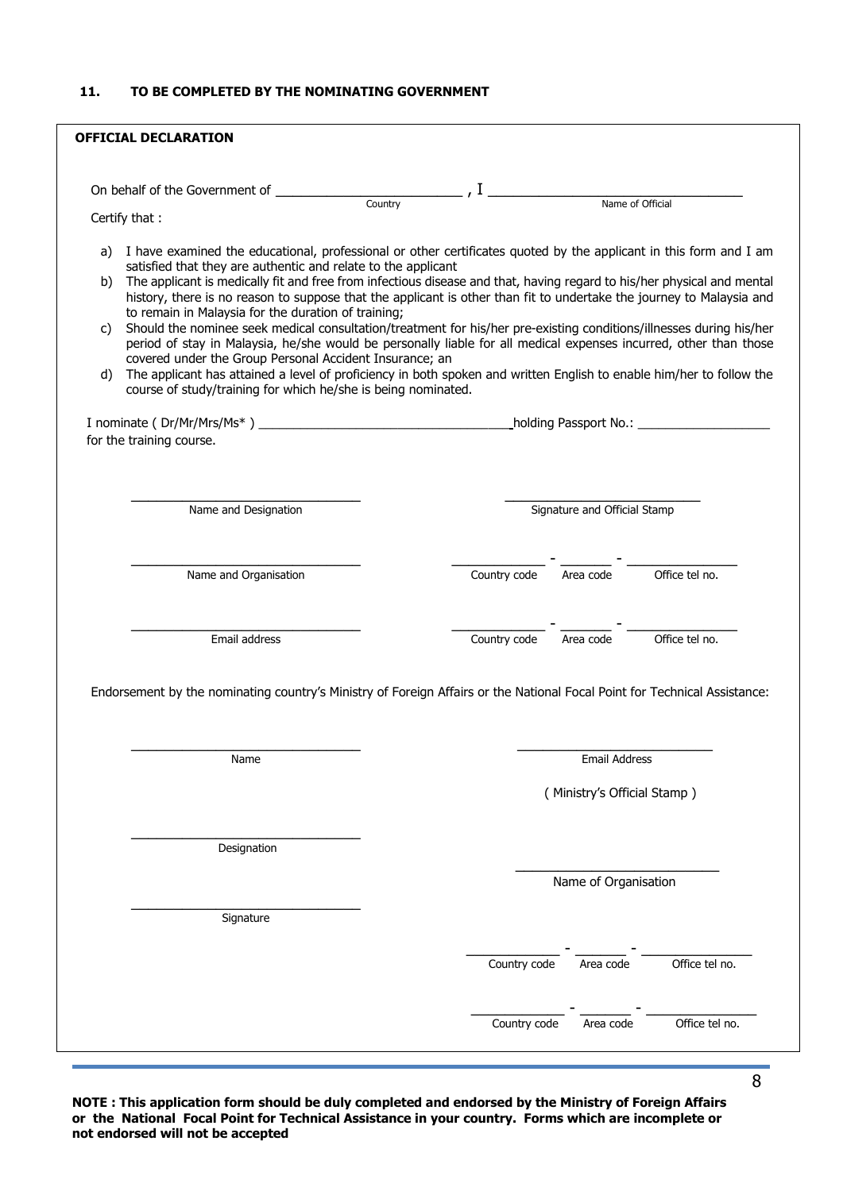## 11. TO BE COMPLETED BY THE NOMINATING GOVERNMENT

**OFFICIAL DECLARATION**

On behalf of the Government of __________________________ , I ____________________________________

Country | Name of Official

Certify that :

a) I have examined the educational, professional or other certificates quoted by the applicant in this form and I am satisfied that they are authentic and relate to the applicant
b) The applicant is medically fit and free from infectious disease and that, having regard to his/her physical and mental history, there is no reason to suppose that the applicant is other than fit to undertake the journey to Malaysia and to remain in Malaysia for the duration of training;
c) Should the nominee seek medical consultation/treatment for his/her pre-existing conditions/illnesses during his/her period of stay in Malaysia, he/she would be personally liable for all medical expenses incurred, other than those covered under the Group Personal Accident Insurance; an
d) The applicant has attained a level of proficiency in both spoken and written English to enable him/her to follow the course of study/training for which he/she is being nominated.

I nominate ( Dr/Mr/Mrs/Ms* ) ____________________________________ holding Passport No.: ____________________ for the training course.

_________________________________
Name and Designation

_________________________________
Signature and Official Stamp

_________________________________
Name and Organisation

_____________ - _______ - _______________
Country code   Area code   Office tel no.

_________________________________
Email address

_____________ - _______ - _______________
Country code   Area code   Office tel no.

Endorsement by the nominating country's Ministry of Foreign Affairs or the National Focal Point for Technical Assistance:

_________________________________
Name

_________________________________
Email Address

( Ministry's Official Stamp )

_________________________________
Designation

_________________________________
Name of Organisation

_________________________________
Signature

_____________ - _______ - _______________
Country code   Area code   Office tel no.

_____________ - _______ - _______________
Country code   Area code   Office tel no.

**NOTE : This application form should be duly completed and endorsed by the Ministry of Foreign Affairs or the National Focal Point for Technical Assistance in your country. Forms which are incomplete or not endorsed will not be accepted**